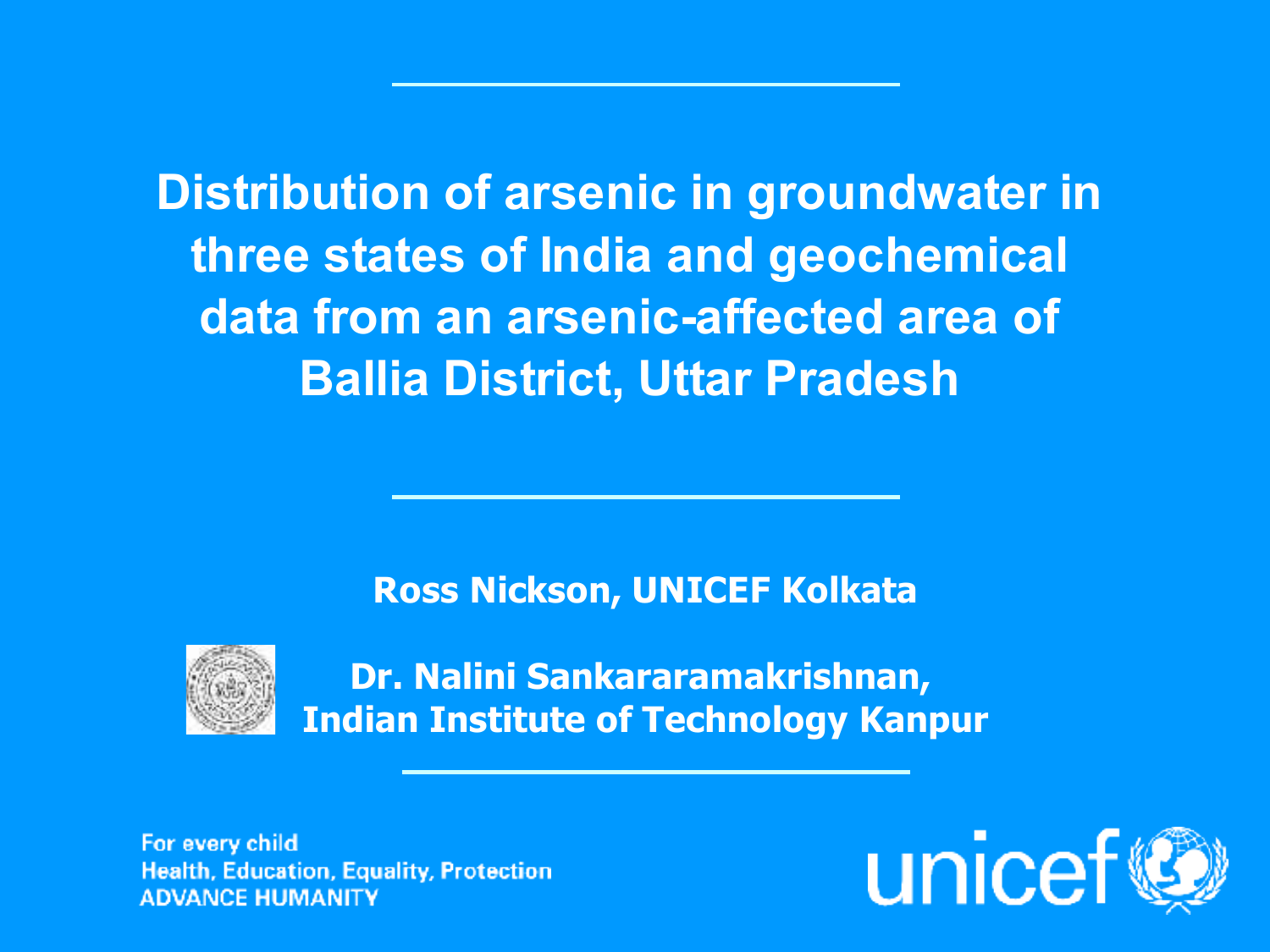# Distribution of arsenic in groundwater in three states of India and geochemical data from an arsenic-affected area of Ballia District, Uttar Pradesh

**Ross Nickson, UNICEF Kolkata**

**Dr. Nalini Sankararamakrishnan,**
**Indian Institute of Technology Kanpur**

For every child
Health, Education, Equality, Protection
ADVANCE HUMANITY

unicef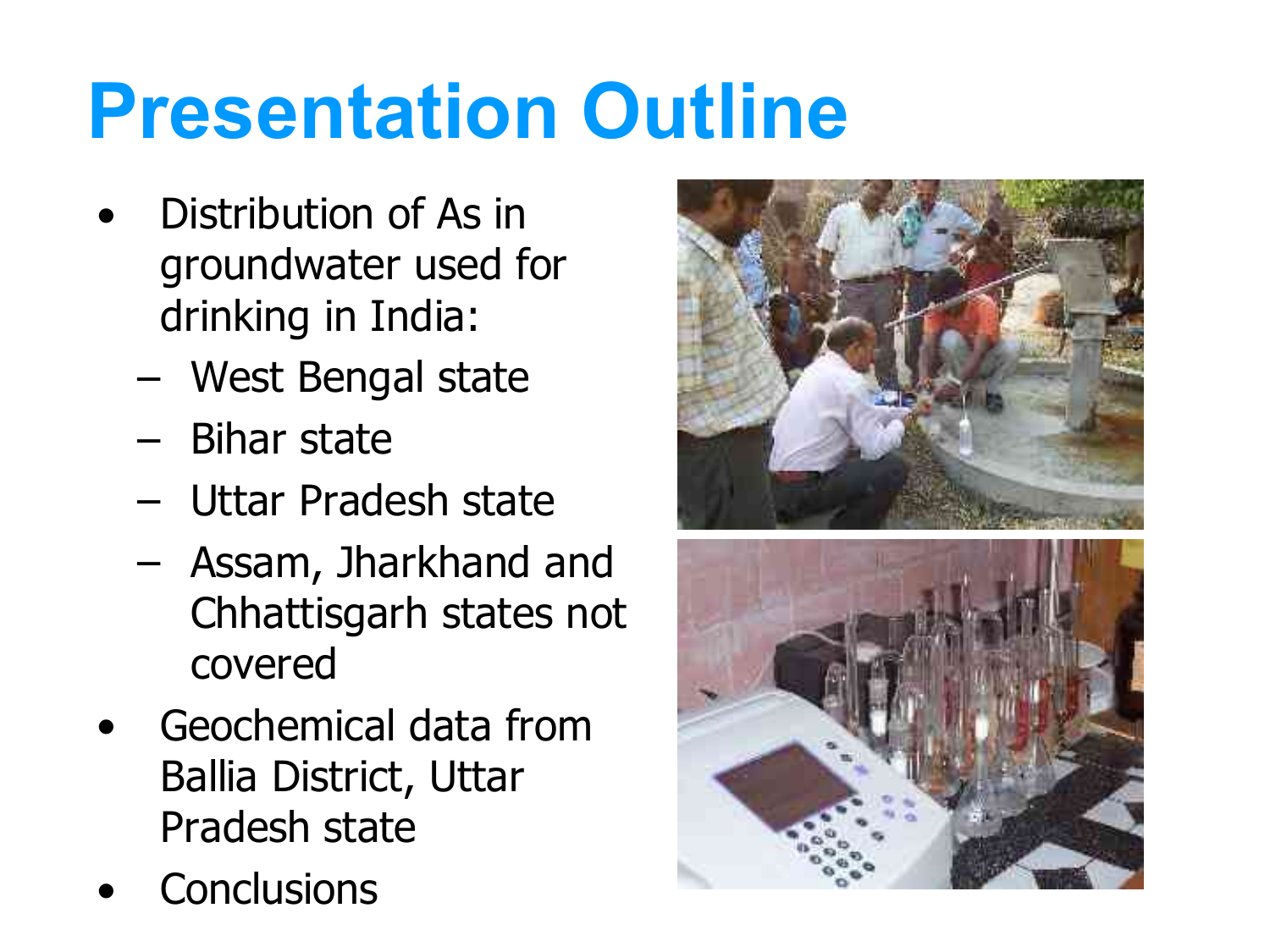# Presentation Outline

- Distribution of As in groundwater used for drinking in India:
  - West Bengal state
  - Bihar state
  - Uttar Pradesh state
  - Assam, Jharkhand and Chhattisgarh states not covered
- Geochemical data from Ballia District, Uttar Pradesh state
- Conclusions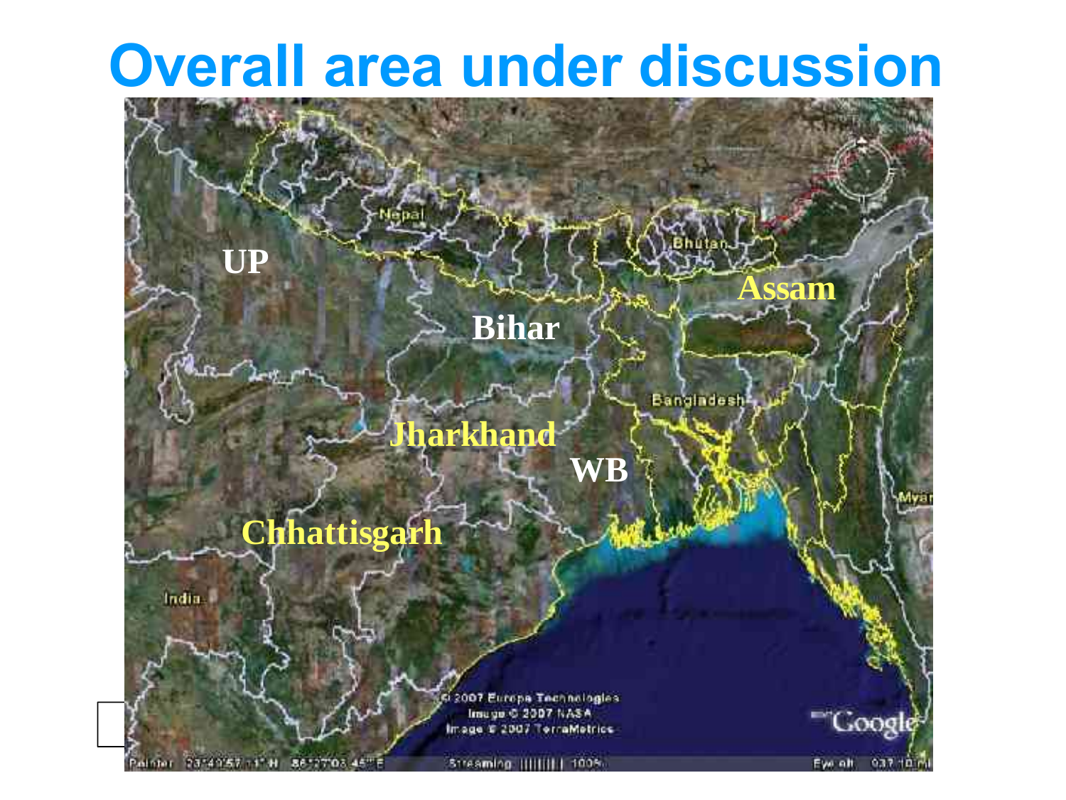# Overall area under discussion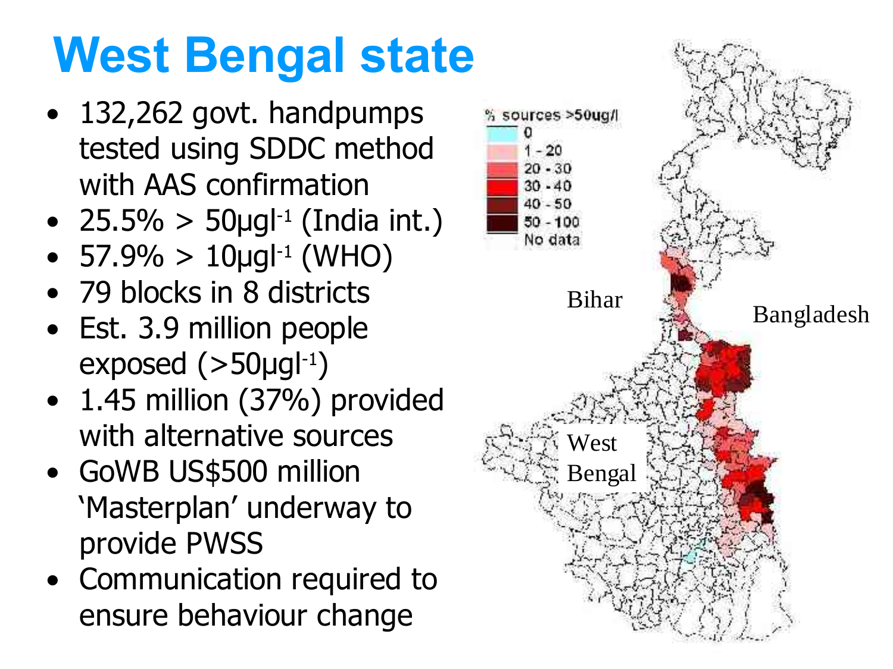# West Bengal state

- 132,262 govt. handpumps tested using SDDC method with AAS confirmation
- 25.5% > 50μgl$^{-1}$ (India int.)
- 57.9% > 10μgl$^{-1}$ (WHO)
- 79 blocks in 8 districts
- Est. 3.9 million people exposed (>50μgl$^{-1}$)
- 1.45 million (37%) provided with alternative sources
- GoWB US$500 million 'Masterplan' underway to provide PWSS
- Communication required to ensure behaviour change

% sources >50ug/l

- 0
- 1 - 20
- 20 - 30
- 30 - 40
- 40 - 50
- 50 - 100
- No data

Bihar

Bangladesh

West Bengal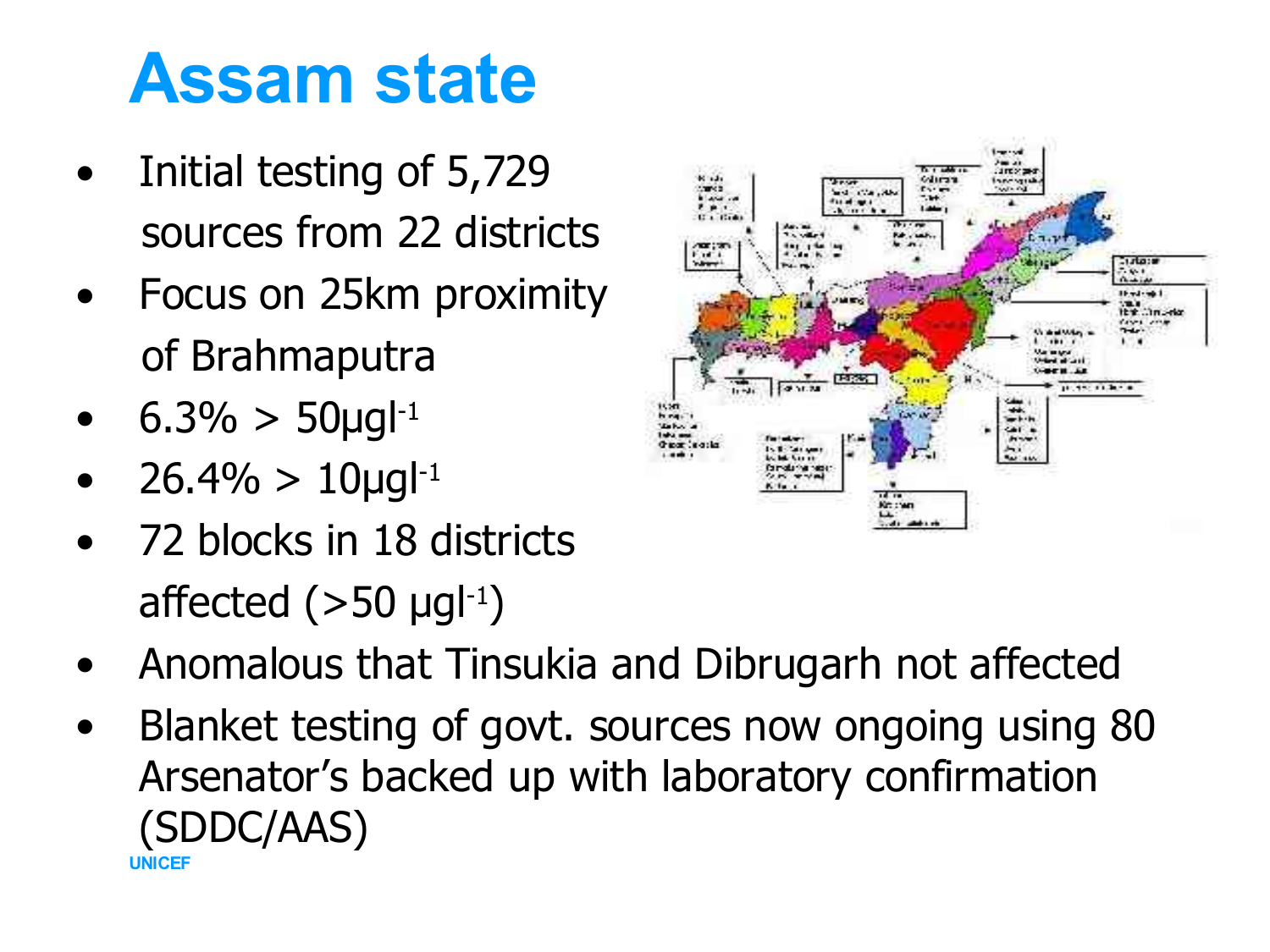# Assam state

- Initial testing of 5,729 sources from 22 districts
- Focus on 25km proximity of Brahmaputra
- 6.3% > 50μg$l^{-1}$
- 26.4% > 10μg$l^{-1}$
- 72 blocks in 18 districts affected (>50 μg$l^{-1}$)
- Anomalous that Tinsukia and Dibrugarh not affected
- Blanket testing of govt. sources now ongoing using 80 Arsenator's backed up with laboratory confirmation (SDDC/AAS)

UNICEF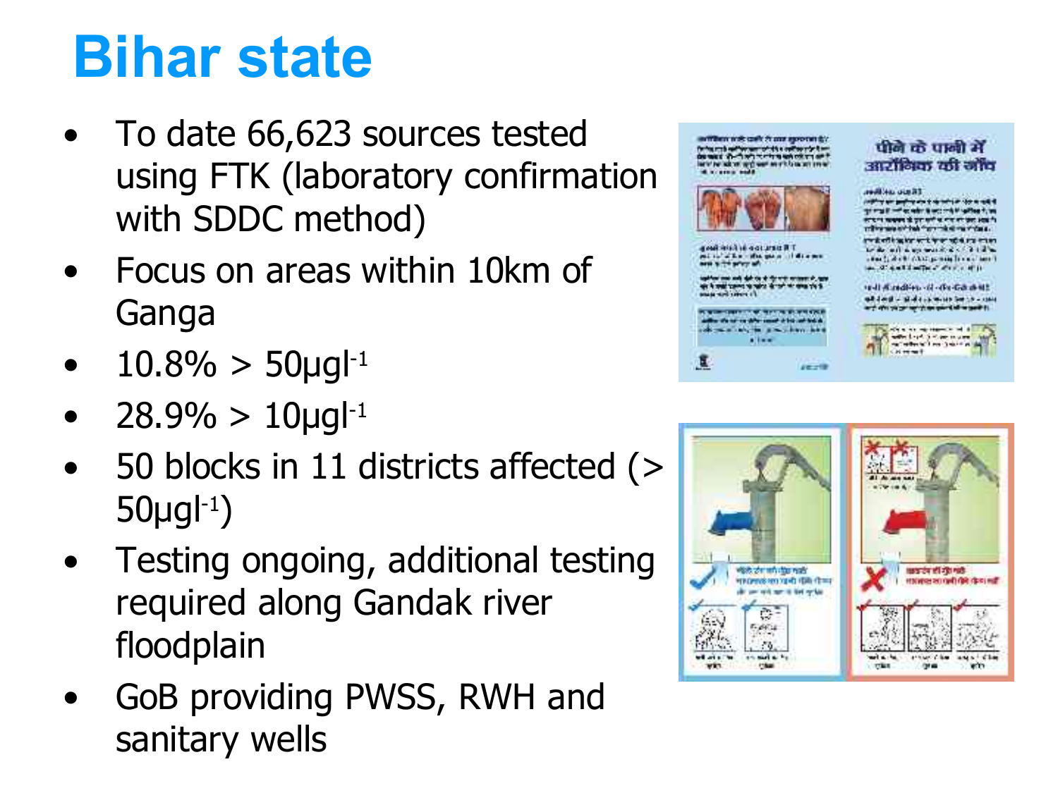# Bihar state

- To date 66,623 sources tested using FTK (laboratory confirmation with SDDC method)
- Focus on areas within 10km of Ganga
- 10.8% > $50 \mu g l^{-1}$
- 28.9% > $10 \mu g l^{-1}$
- 50 blocks in 11 districts affected (> $50 \mu g l^{-1}$)
- Testing ongoing, additional testing required along Gandak river floodplain
- GoB providing PWSS, RWH and sanitary wells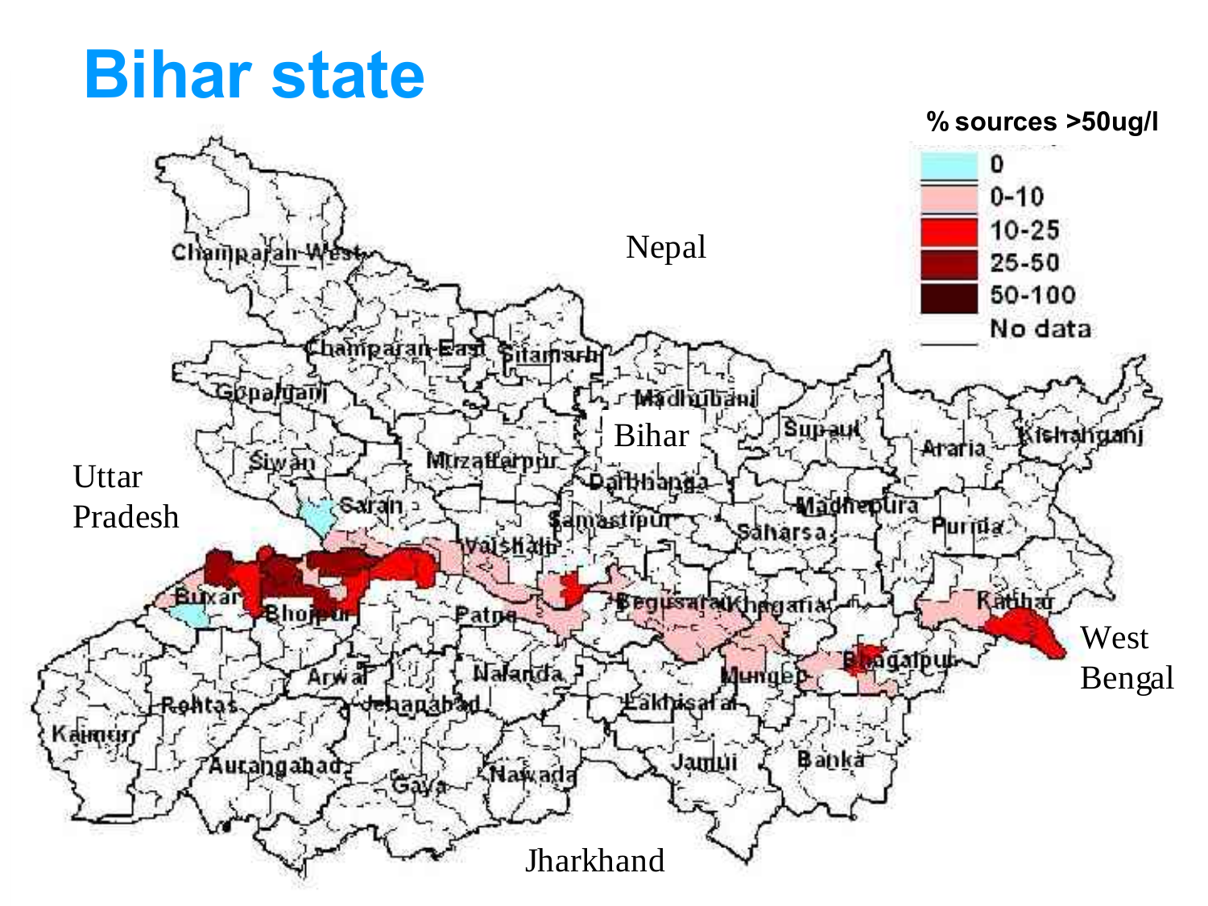# Bihar state

% sources >50ug/l

- 0
- 0-10
- 10-25
- 25-50
- 50-100
- No data

Nepal

Bihar

Uttar Pradesh

West Bengal

Jharkhand

Champaran-West, Champaran-East, Sitamarhi, Madhubani, Gopalganj, Siwan, Muzaffarpur, Darbhanga, Supaul, Araria, Kishanganj, Saran, Samastipur, Madhepura, Saharsa, Purnia, Vaishali, Buxar, Bhojpur, Patna, Begusarai, Khagaria, Katihar, Munger, Bhagalpur, Nalanda, Arwal, Jehanabad, Rohtas, Lakhisarai, Kaimur, Aurangabad, Gaya, Nawada, Jamui, Banka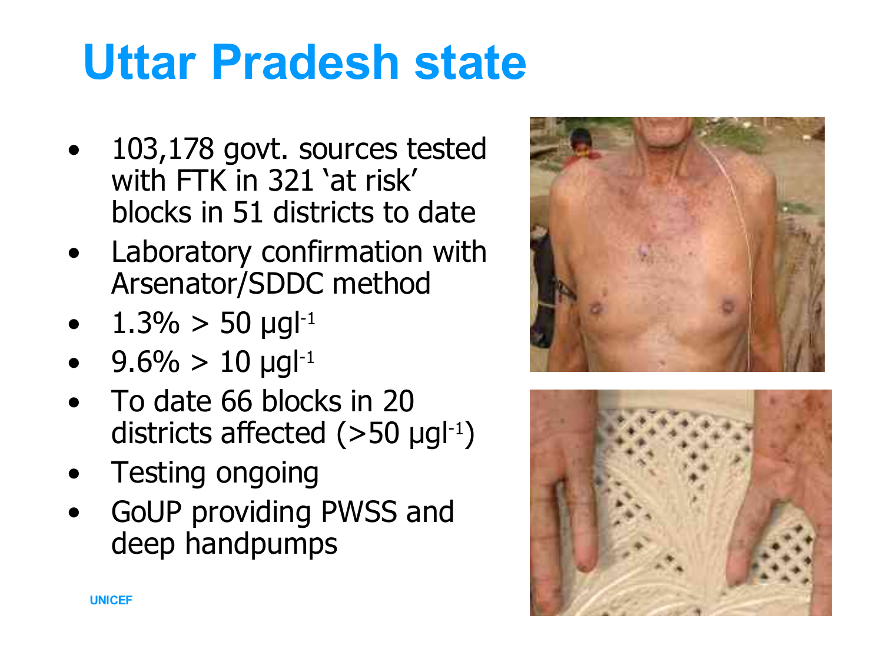# Uttar Pradesh state

- 103,178 govt. sources tested with FTK in 321 'at risk' blocks in 51 districts to date
- Laboratory confirmation with Arsenator/SDDC method
- 1.3% > 50 $\mu g l^{-1}$
- 9.6% > 10 $\mu g l^{-1}$
- To date 66 blocks in 20 districts affected (>50 $\mu g l^{-1}$)
- Testing ongoing
- GoUP providing PWSS and deep handpumps

UNICEF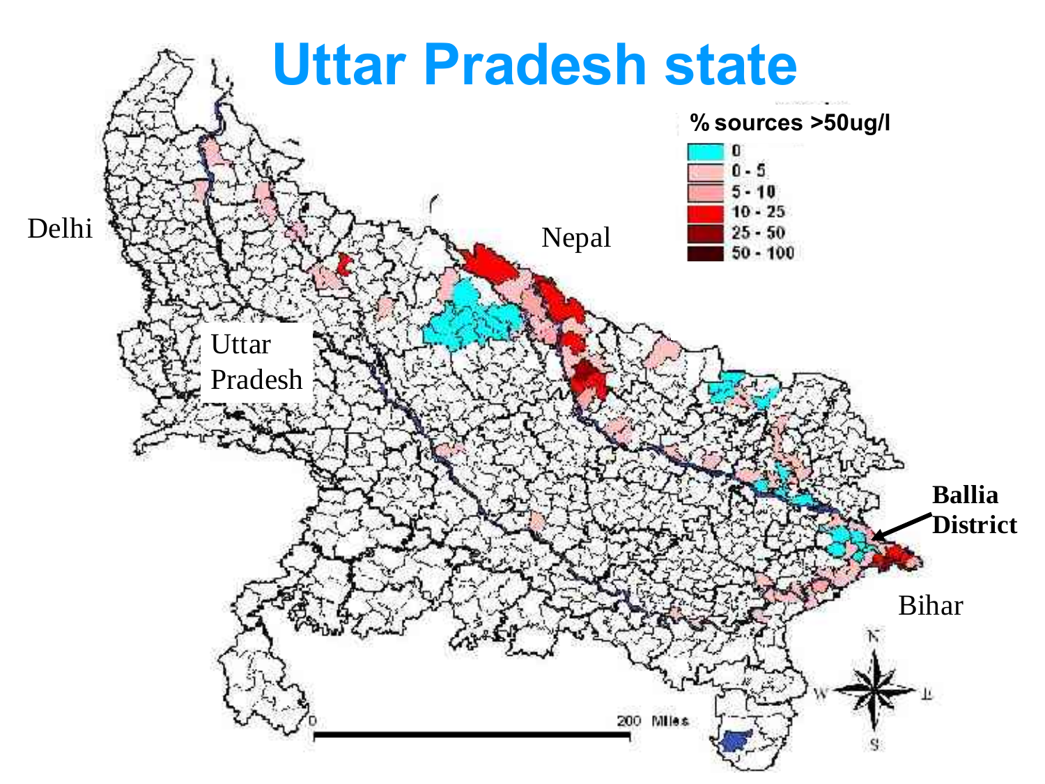# Uttar Pradesh state

% sources >50ug/l

- 0
- 0 - 5
- 5 - 10
- 10 - 25
- 25 - 50
- 50 - 100

Delhi

Nepal

Uttar Pradesh

**Ballia District**

Bihar

0 200 Miles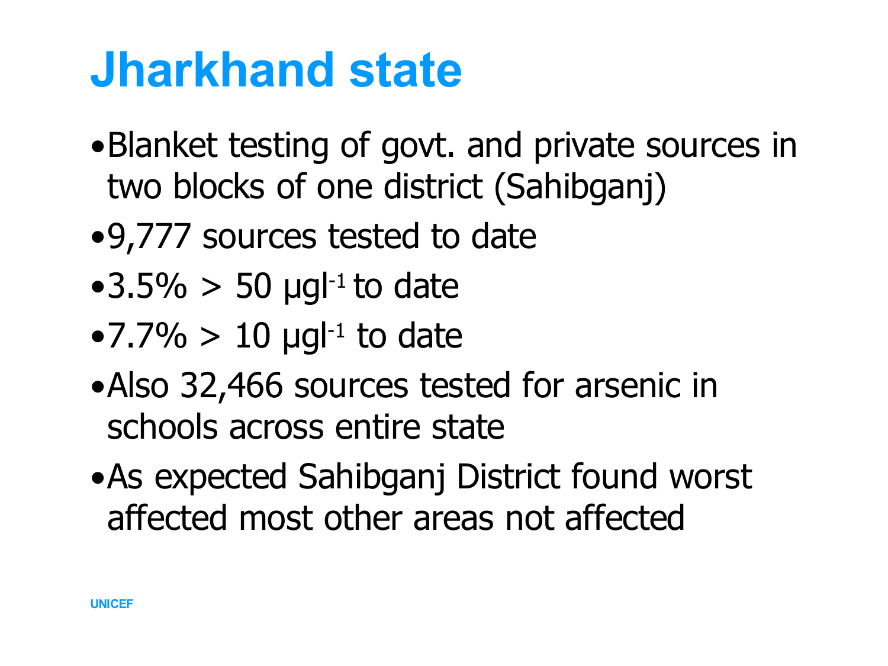# Jharkhand state

- Blanket testing of govt. and private sources in two blocks of one district (Sahibganj)
- 9,777 sources tested to date
- 3.5% > 50 $\mu g l^{-1}$ to date
- 7.7% > 10 $\mu g l^{-1}$ to date
- Also 32,466 sources tested for arsenic in schools across entire state
- As expected Sahibganj District found worst affected most other areas not affected

UNICEF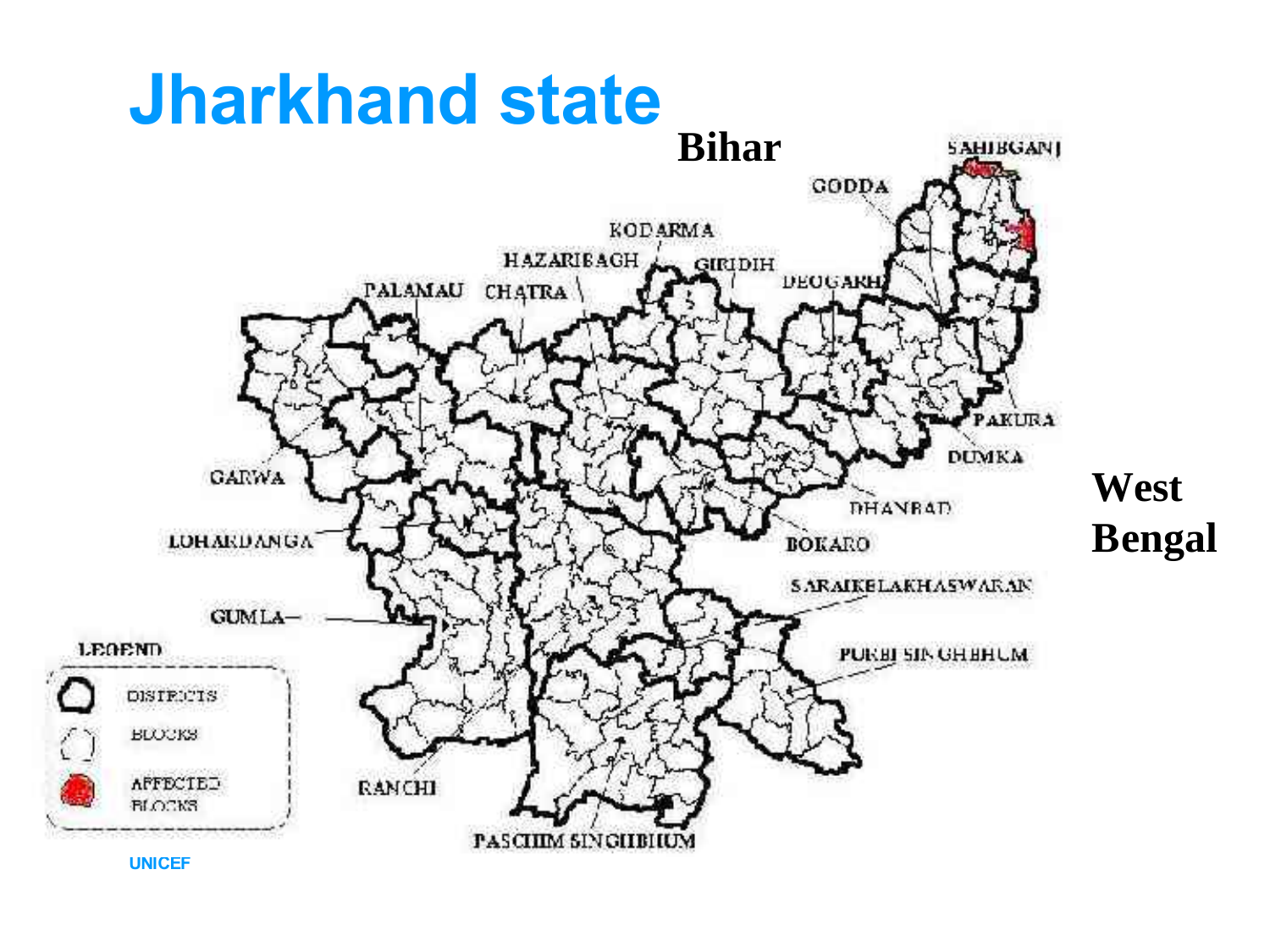# Jharkhand state

Bihar

SAHIBGANJ

GODDA

KODARMA

HAZARIBAGH

GIRIDIH

DEOGARH

PALAMAU

CHATRA

PAKURA

DUMKA

GARWA

West Bengal

DHANBAD

LOHARDANGA

BOKARO

SARAIKELAKHASWARAN

GUMLA

PURBI SINGHBHUM

LEGEND

DISTRICTS

BLOCKS

AFFECTED BLOCKS

RANCHI

PASCHIM SINGHBHUM

UNICEF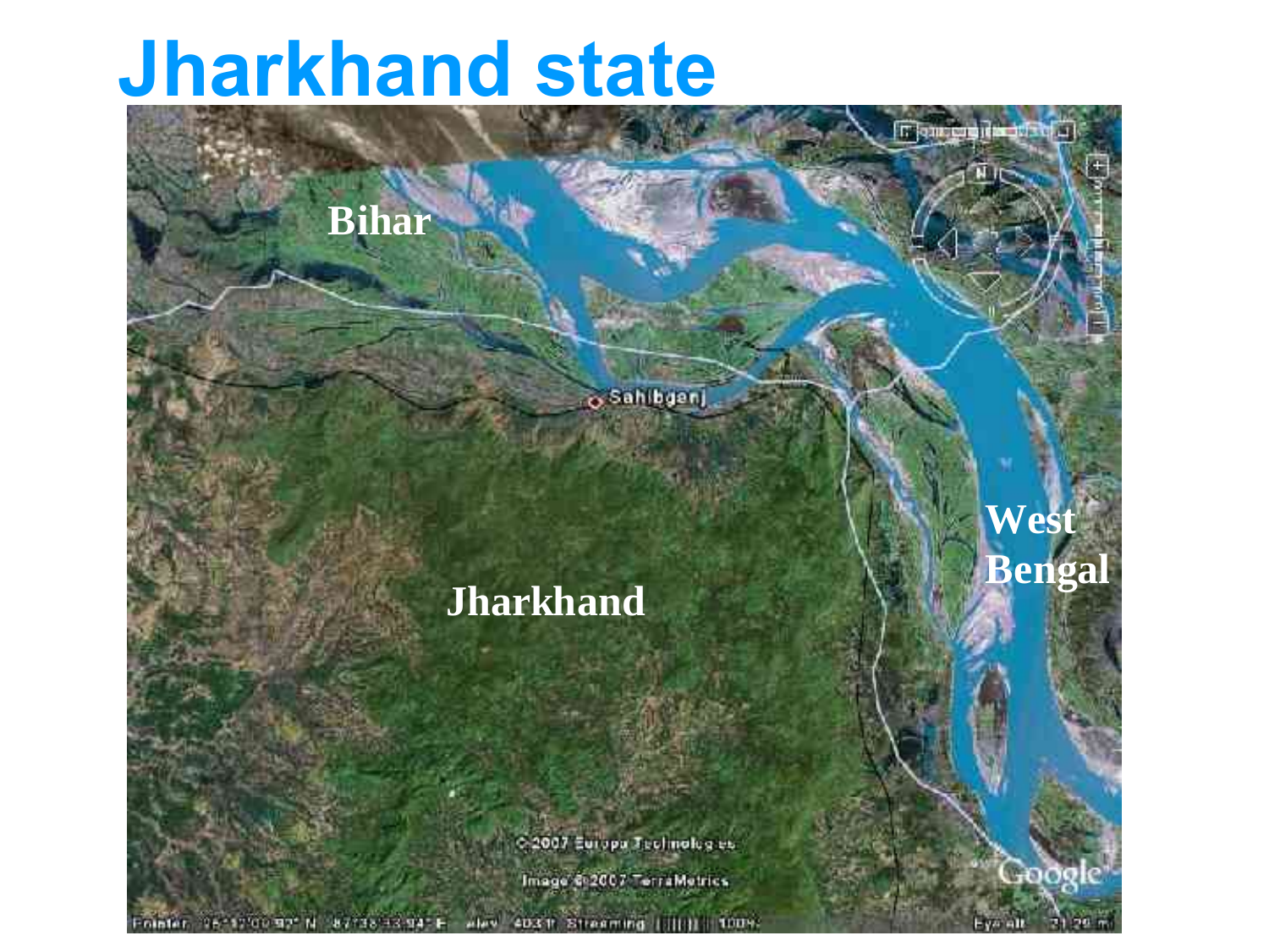# Jharkhand state

Bihar

Sahibganj

Jharkhand

West Bengal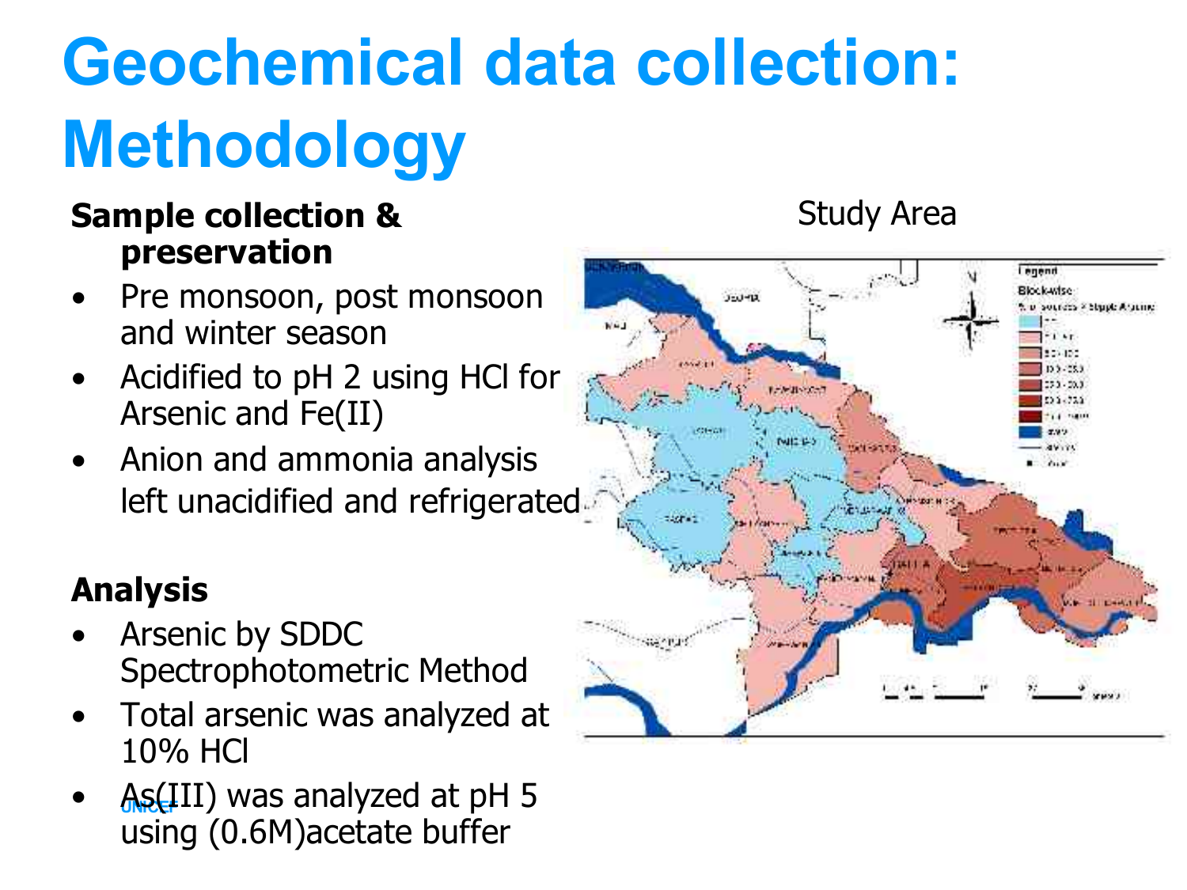# Geochemical data collection: Methodology

**Sample collection & preservation**

- Pre monsoon, post monsoon and winter season
- Acidified to pH 2 using HCl for Arsenic and Fe(II)
- Anion and ammonia analysis left unacidified and refrigerated

**Analysis**

- Arsenic by SDDC Spectrophotometric Method
- Total arsenic was analyzed at 10% HCl
- As(III) was analyzed at pH 5 using (0.6M)acetate buffer

Study Area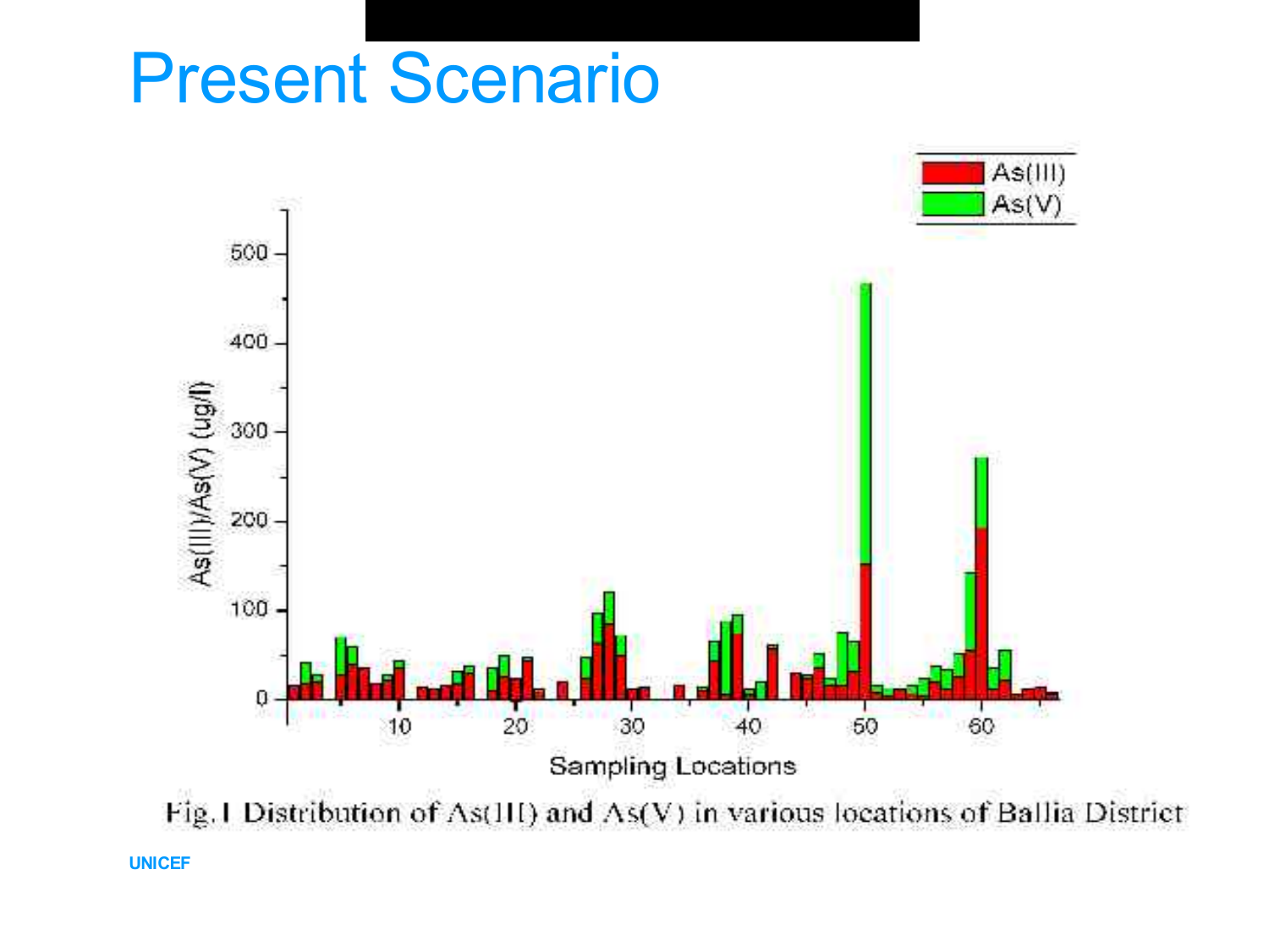# Present Scenario

Fig. I Distribution of As(III) and As(V) in various locations of Ballia District

UNICEF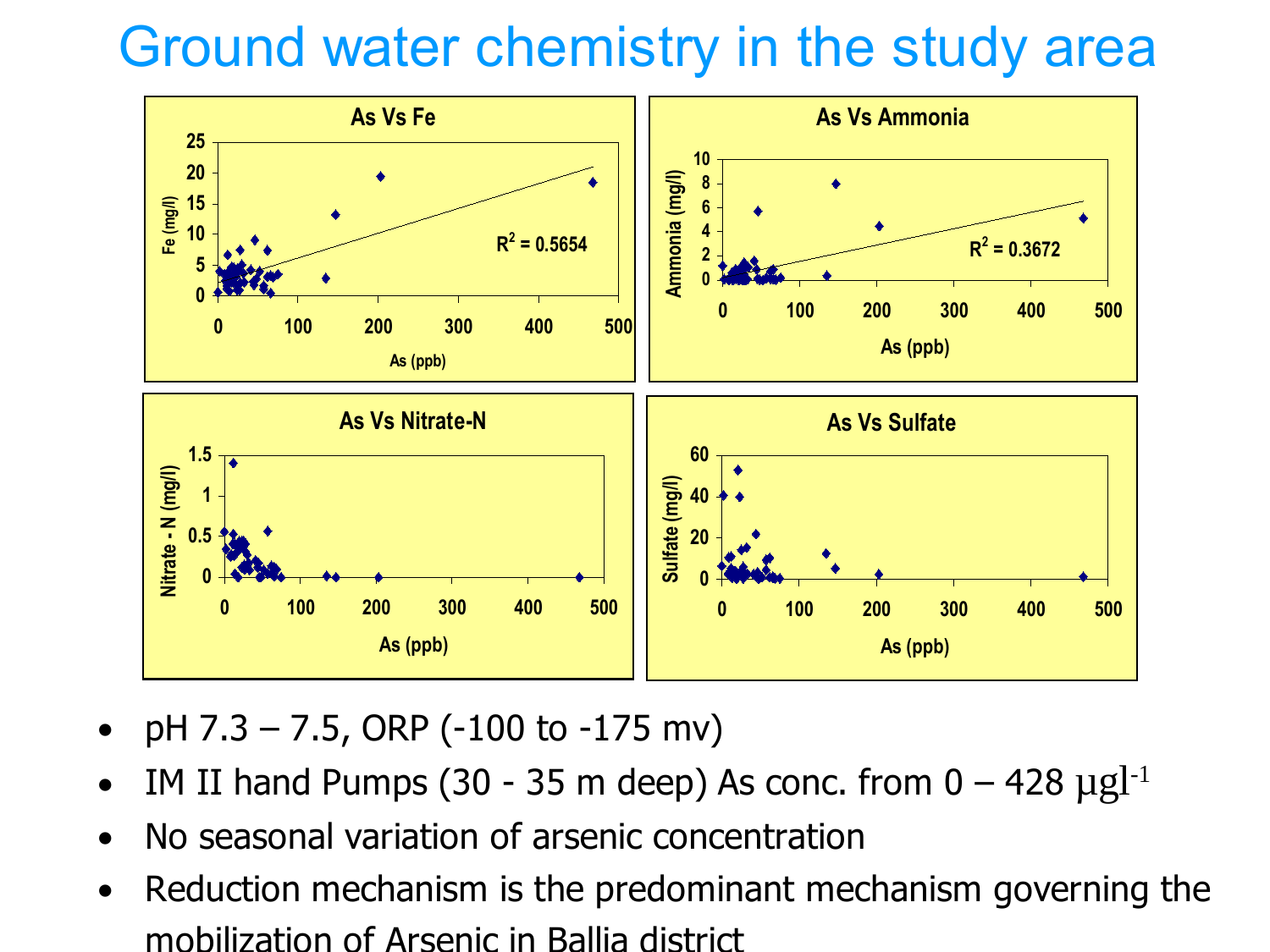# Ground water chemistry in the study area

- pH 7.3 – 7.5, ORP (-100 to -175 mv)
- IM II hand Pumps (30 - 35 m deep) As conc. from 0 – 428 $\mu g l^{-1}$
- No seasonal variation of arsenic concentration
- Reduction mechanism is the predominant mechanism governing the mobilization of Arsenic in Ballia district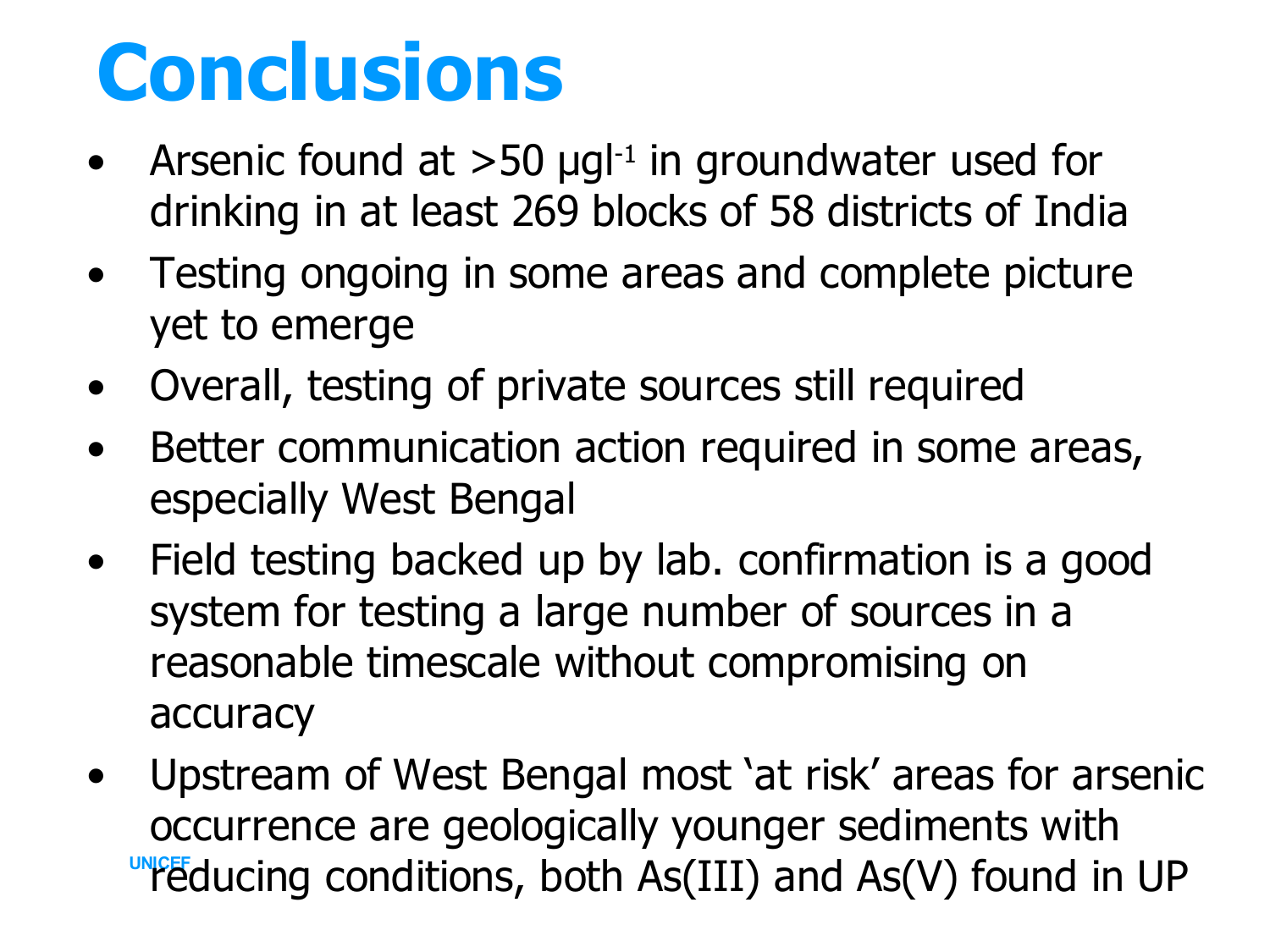# Conclusions

- Arsenic found at >50 $\mu g l^{-1}$ in groundwater used for drinking in at least 269 blocks of 58 districts of India
- Testing ongoing in some areas and complete picture yet to emerge
- Overall, testing of private sources still required
- Better communication action required in some areas, especially West Bengal
- Field testing backed up by lab. confirmation is a good system for testing a large number of sources in a reasonable timescale without compromising on accuracy
- Upstream of West Bengal most 'at risk' areas for arsenic occurrence are geologically younger sediments with reducing conditions, both As(III) and As(V) found in UP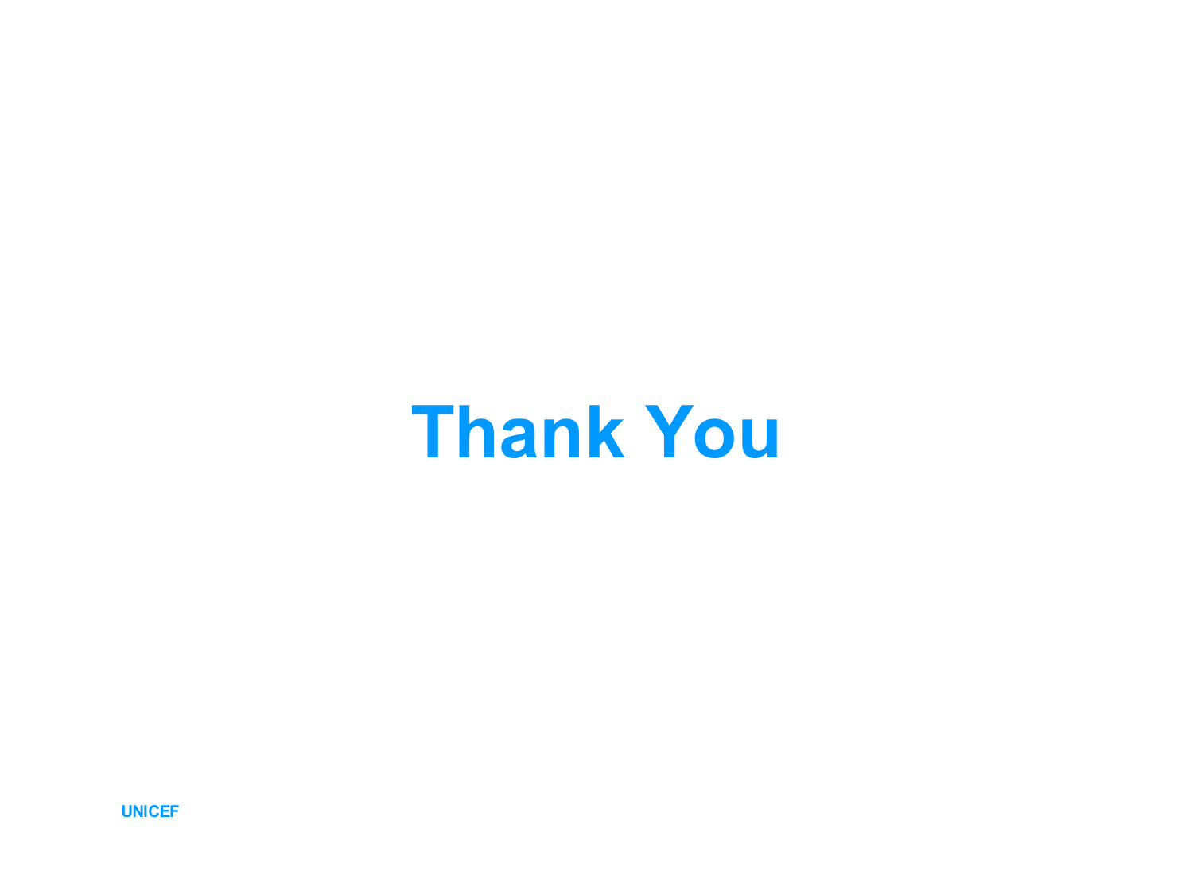# Thank You

UNICEF